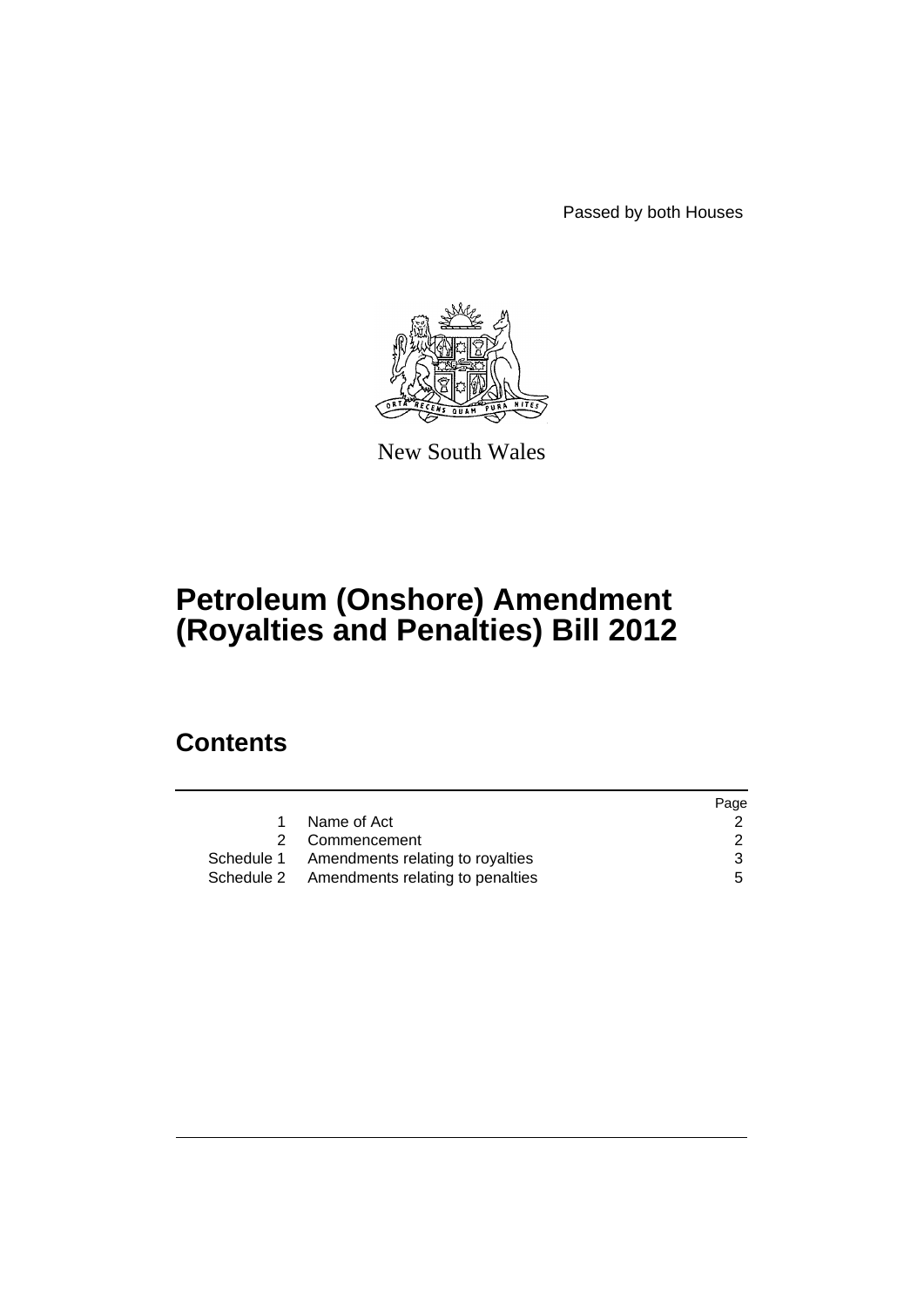Passed by both Houses

New South Wales

# Petroleum (Onshore) Amendment (Royalties and Penalties) Bill 2012

## Contents

| | | Page |
|---|---|---|
| 1 | Name of Act | 2 |
| 2 | Commencement | 2 |
| Schedule 1 | Amendments relating to royalties | 3 |
| Schedule 2 | Amendments relating to penalties | 5 |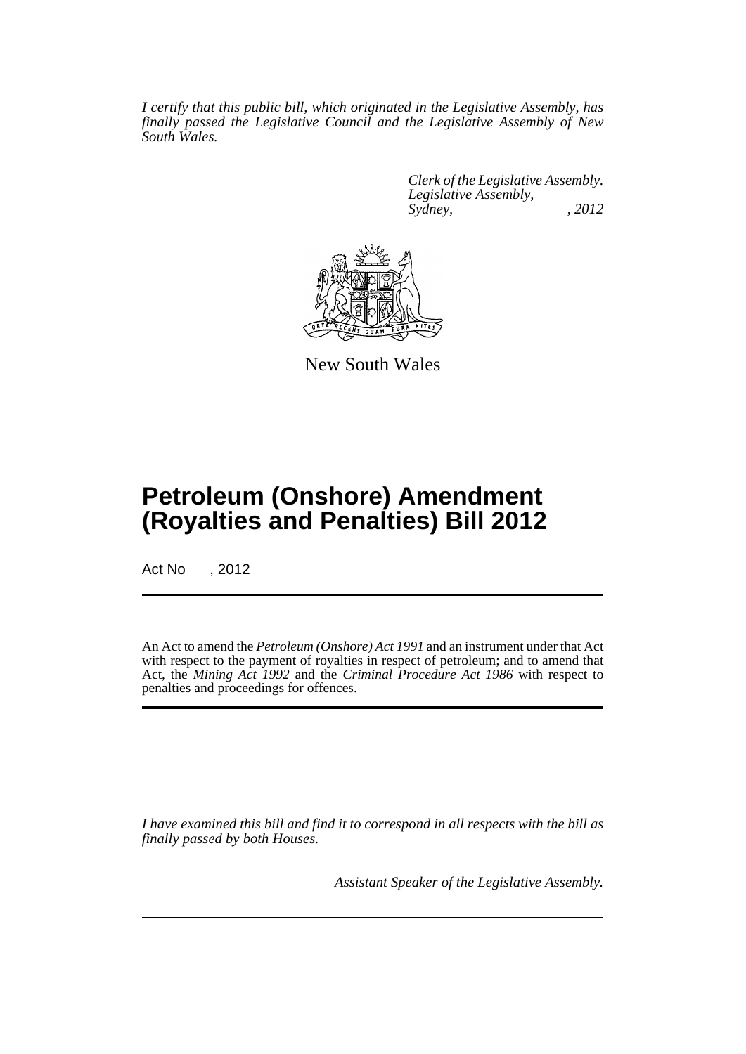*I certify that this public bill, which originated in the Legislative Assembly, has finally passed the Legislative Council and the Legislative Assembly of New South Wales.*

*Clerk of the Legislative Assembly.*
*Legislative Assembly,*
*Sydney, , 2012*

New South Wales

# Petroleum (Onshore) Amendment (Royalties and Penalties) Bill 2012

Act No , 2012

An Act to amend the *Petroleum (Onshore) Act 1991* and an instrument under that Act with respect to the payment of royalties in respect of petroleum; and to amend that Act, the *Mining Act 1992* and the *Criminal Procedure Act 1986* with respect to penalties and proceedings for offences.

*I have examined this bill and find it to correspond in all respects with the bill as finally passed by both Houses.*

*Assistant Speaker of the Legislative Assembly.*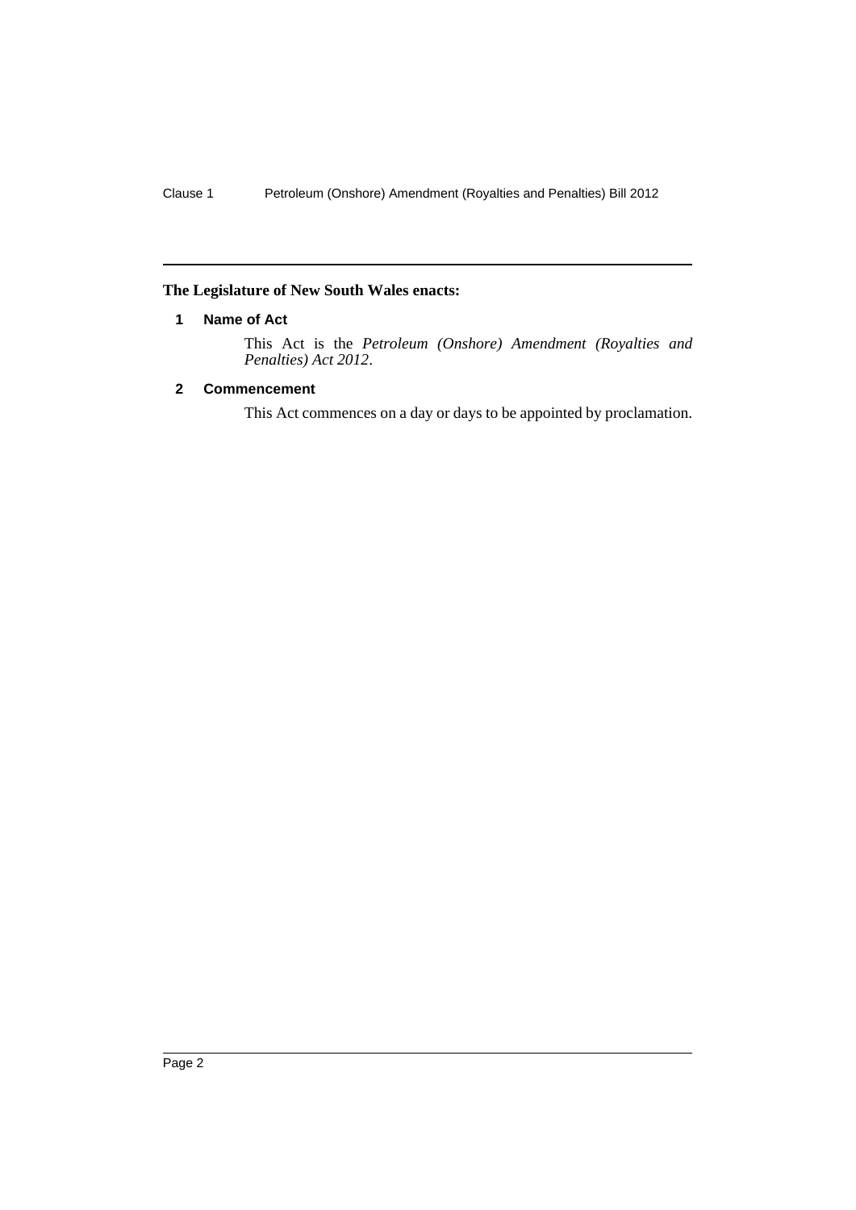**The Legislature of New South Wales enacts:**

## 1 Name of Act

This Act is the *Petroleum (Onshore) Amendment (Royalties and Penalties) Act 2012*.

## 2 Commencement

This Act commences on a day or days to be appointed by proclamation.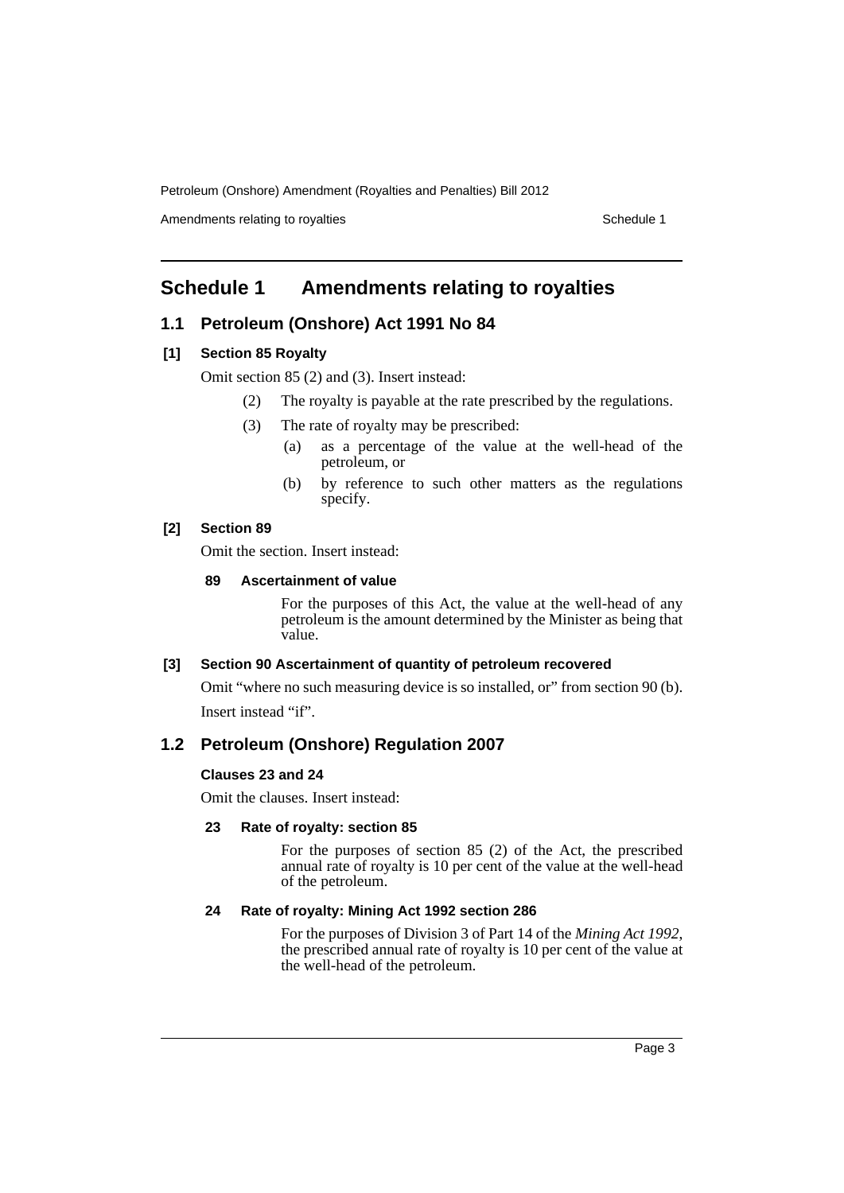# Schedule 1 Amendments relating to royalties

## 1.1 Petroleum (Onshore) Act 1991 No 84

### [1] Section 85 Royalty

Omit section 85 (2) and (3). Insert instead:

(2) The royalty is payable at the rate prescribed by the regulations.

(3) The rate of royalty may be prescribed:

(a) as a percentage of the value at the well-head of the petroleum, or

(b) by reference to such other matters as the regulations specify.

### [2] Section 89

Omit the section. Insert instead:

#### 89 Ascertainment of value

For the purposes of this Act, the value at the well-head of any petroleum is the amount determined by the Minister as being that value.

### [3] Section 90 Ascertainment of quantity of petroleum recovered

Omit "where no such measuring device is so installed, or" from section 90 (b).

Insert instead "if".

## 1.2 Petroleum (Onshore) Regulation 2007

### Clauses 23 and 24

Omit the clauses. Insert instead:

#### 23 Rate of royalty: section 85

For the purposes of section 85 (2) of the Act, the prescribed annual rate of royalty is 10 per cent of the value at the well-head of the petroleum.

#### 24 Rate of royalty: Mining Act 1992 section 286

For the purposes of Division 3 of Part 14 of the *Mining Act 1992*, the prescribed annual rate of royalty is 10 per cent of the value at the well-head of the petroleum.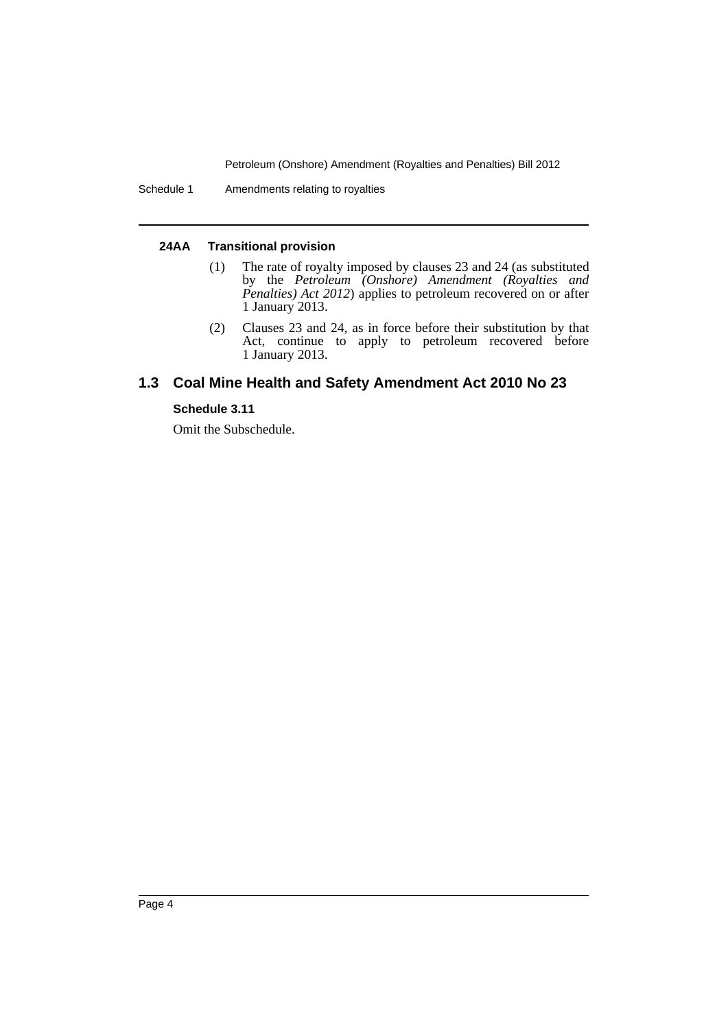#### 24AA Transitional provision

(1) The rate of royalty imposed by clauses 23 and 24 (as substituted by the *Petroleum (Onshore) Amendment (Royalties and Penalties) Act 2012*) applies to petroleum recovered on or after 1 January 2013.

(2) Clauses 23 and 24, as in force before their substitution by that Act, continue to apply to petroleum recovered before 1 January 2013.

## 1.3 Coal Mine Health and Safety Amendment Act 2010 No 23

**Schedule 3.11**

Omit the Subschedule.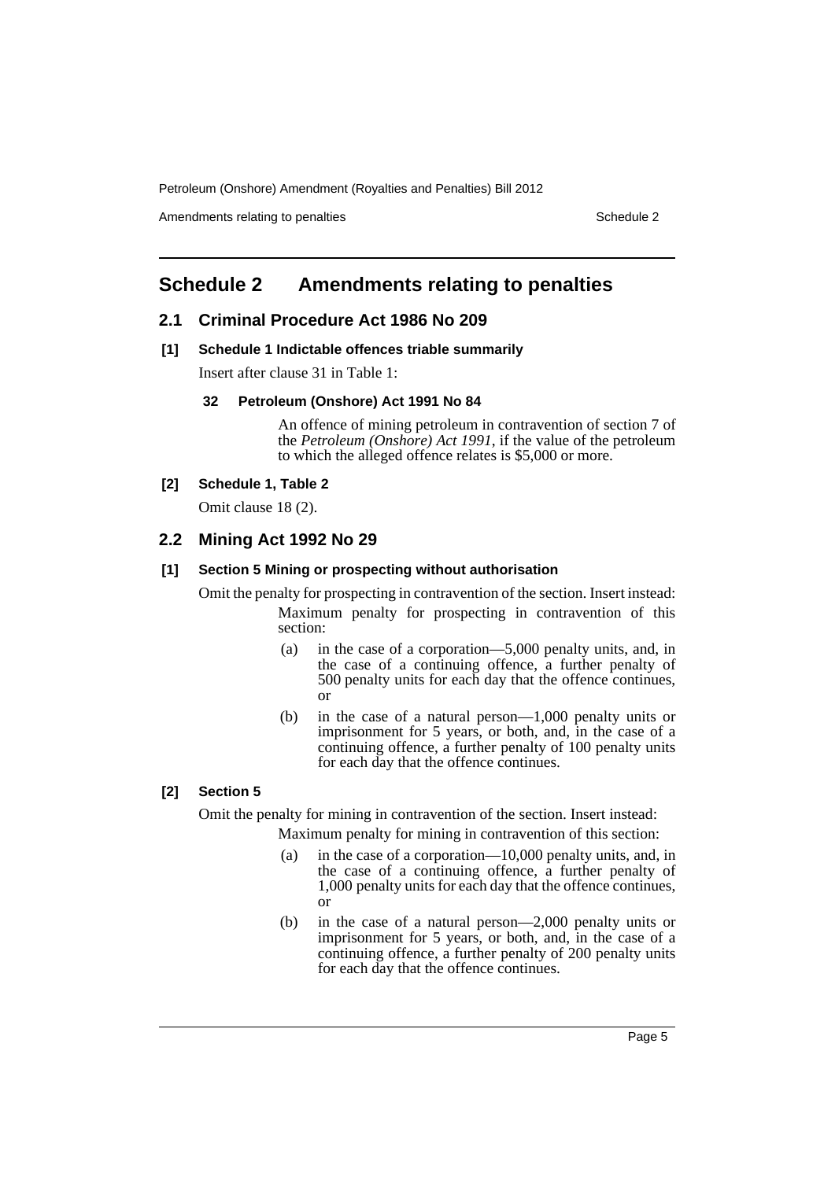# Schedule 2 Amendments relating to penalties

## 2.1 Criminal Procedure Act 1986 No 209

### [1] Schedule 1 Indictable offences triable summarily

Insert after clause 31 in Table 1:

#### 32 Petroleum (Onshore) Act 1991 No 84

An offence of mining petroleum in contravention of section 7 of the *Petroleum (Onshore) Act 1991*, if the value of the petroleum to which the alleged offence relates is $5,000 or more.

### [2] Schedule 1, Table 2

Omit clause 18 (2).

## 2.2 Mining Act 1992 No 29

### [1] Section 5 Mining or prospecting without authorisation

Omit the penalty for prospecting in contravention of the section. Insert instead:

Maximum penalty for prospecting in contravention of this section:

(a) in the case of a corporation—5,000 penalty units, and, in the case of a continuing offence, a further penalty of 500 penalty units for each day that the offence continues, or

(b) in the case of a natural person—1,000 penalty units or imprisonment for 5 years, or both, and, in the case of a continuing offence, a further penalty of 100 penalty units for each day that the offence continues.

### [2] Section 5

Omit the penalty for mining in contravention of the section. Insert instead:

Maximum penalty for mining in contravention of this section:

(a) in the case of a corporation—10,000 penalty units, and, in the case of a continuing offence, a further penalty of 1,000 penalty units for each day that the offence continues, or

(b) in the case of a natural person—2,000 penalty units or imprisonment for 5 years, or both, and, in the case of a continuing offence, a further penalty of 200 penalty units for each day that the offence continues.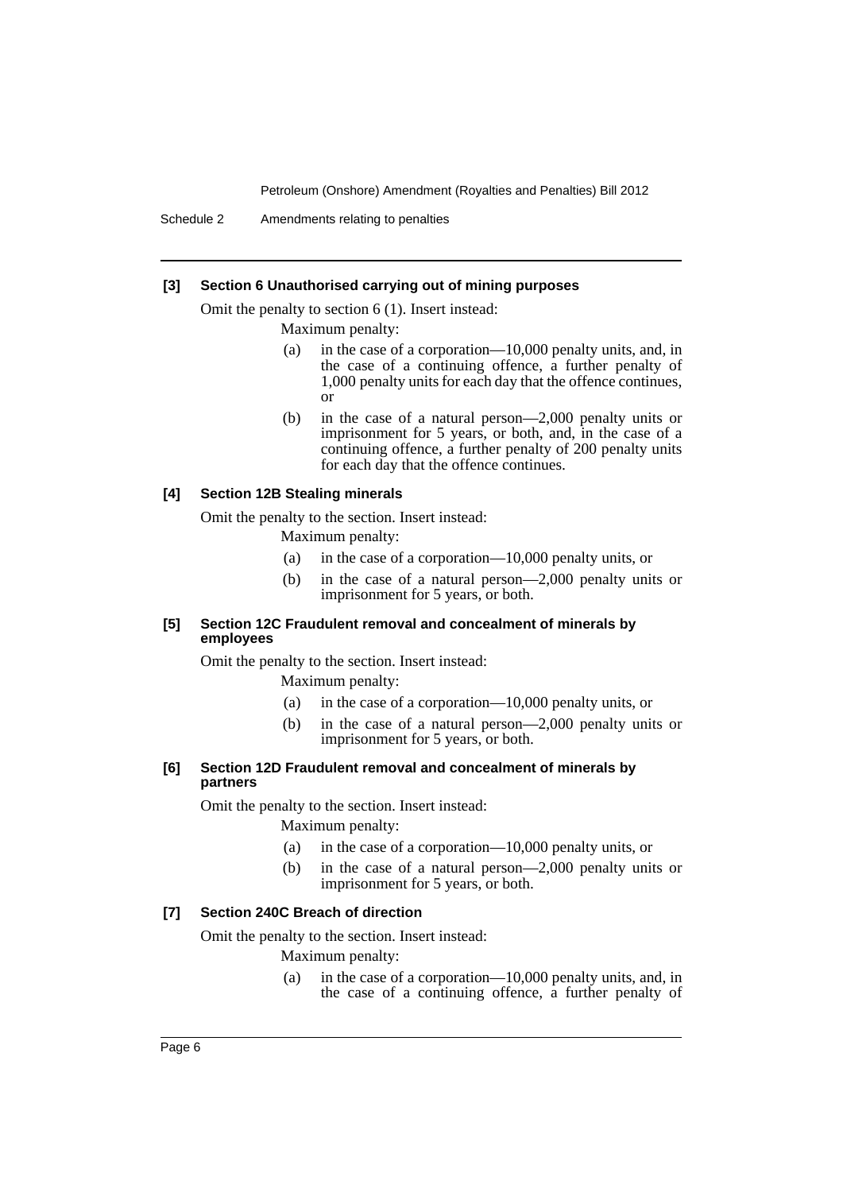#### [3] Section 6 Unauthorised carrying out of mining purposes

Omit the penalty to section 6 (1). Insert instead:

Maximum penalty:

(a) in the case of a corporation—10,000 penalty units, and, in the case of a continuing offence, a further penalty of 1,000 penalty units for each day that the offence continues, or

(b) in the case of a natural person—2,000 penalty units or imprisonment for 5 years, or both, and, in the case of a continuing offence, a further penalty of 200 penalty units for each day that the offence continues.

#### [4] Section 12B Stealing minerals

Omit the penalty to the section. Insert instead:

Maximum penalty:

(a) in the case of a corporation—10,000 penalty units, or

(b) in the case of a natural person—2,000 penalty units or imprisonment for 5 years, or both.

#### [5] Section 12C Fraudulent removal and concealment of minerals by employees

Omit the penalty to the section. Insert instead:

Maximum penalty:

(a) in the case of a corporation—10,000 penalty units, or

(b) in the case of a natural person—2,000 penalty units or imprisonment for 5 years, or both.

#### [6] Section 12D Fraudulent removal and concealment of minerals by partners

Omit the penalty to the section. Insert instead:

Maximum penalty:

(a) in the case of a corporation—10,000 penalty units, or

(b) in the case of a natural person—2,000 penalty units or imprisonment for 5 years, or both.

#### [7] Section 240C Breach of direction

Omit the penalty to the section. Insert instead:

Maximum penalty:

(a) in the case of a corporation—10,000 penalty units, and, in the case of a continuing offence, a further penalty of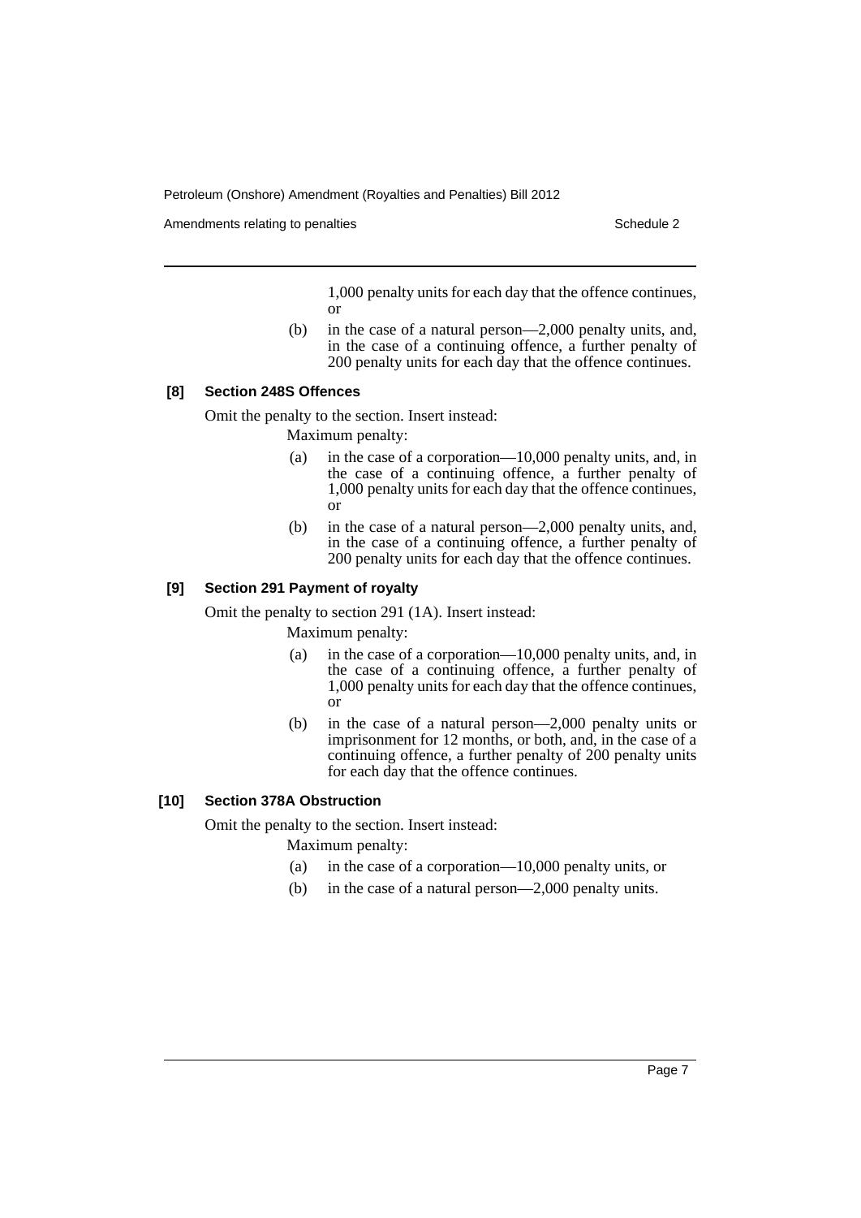1,000 penalty units for each day that the offence continues, or

(b) in the case of a natural person—2,000 penalty units, and, in the case of a continuing offence, a further penalty of 200 penalty units for each day that the offence continues.

#### [8] Section 248S Offences

Omit the penalty to the section. Insert instead:

Maximum penalty:

(a) in the case of a corporation—10,000 penalty units, and, in the case of a continuing offence, a further penalty of 1,000 penalty units for each day that the offence continues, or

(b) in the case of a natural person—2,000 penalty units, and, in the case of a continuing offence, a further penalty of 200 penalty units for each day that the offence continues.

#### [9] Section 291 Payment of royalty

Omit the penalty to section 291 (1A). Insert instead:

Maximum penalty:

(a) in the case of a corporation—10,000 penalty units, and, in the case of a continuing offence, a further penalty of 1,000 penalty units for each day that the offence continues, or

(b) in the case of a natural person—2,000 penalty units or imprisonment for 12 months, or both, and, in the case of a continuing offence, a further penalty of 200 penalty units for each day that the offence continues.

#### [10] Section 378A Obstruction

Omit the penalty to the section. Insert instead:

Maximum penalty:

(a) in the case of a corporation—10,000 penalty units, or

(b) in the case of a natural person—2,000 penalty units.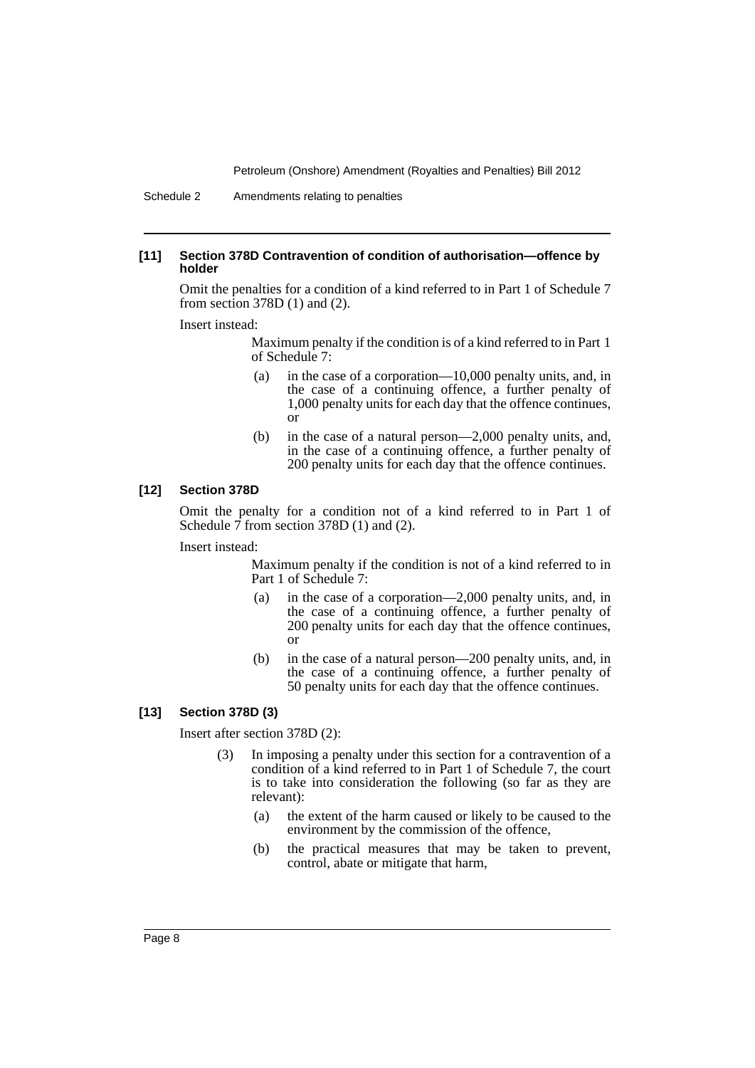#### [11] Section 378D Contravention of condition of authorisation—offence by holder

Omit the penalties for a condition of a kind referred to in Part 1 of Schedule 7 from section 378D (1) and (2).

Insert instead:

> Maximum penalty if the condition is of a kind referred to in Part 1 of Schedule 7:
>
> (a) in the case of a corporation—10,000 penalty units, and, in the case of a continuing offence, a further penalty of 1,000 penalty units for each day that the offence continues, or
>
> (b) in the case of a natural person—2,000 penalty units, and, in the case of a continuing offence, a further penalty of 200 penalty units for each day that the offence continues.

#### [12] Section 378D

Omit the penalty for a condition not of a kind referred to in Part 1 of Schedule 7 from section 378D (1) and (2).

Insert instead:

> Maximum penalty if the condition is not of a kind referred to in Part 1 of Schedule 7:
>
> (a) in the case of a corporation—2,000 penalty units, and, in the case of a continuing offence, a further penalty of 200 penalty units for each day that the offence continues, or
>
> (b) in the case of a natural person—200 penalty units, and, in the case of a continuing offence, a further penalty of 50 penalty units for each day that the offence continues.

#### [13] Section 378D (3)

Insert after section 378D (2):

> (3) In imposing a penalty under this section for a contravention of a condition of a kind referred to in Part 1 of Schedule 7, the court is to take into consideration the following (so far as they are relevant):
>
> (a) the extent of the harm caused or likely to be caused to the environment by the commission of the offence,
>
> (b) the practical measures that may be taken to prevent, control, abate or mitigate that harm,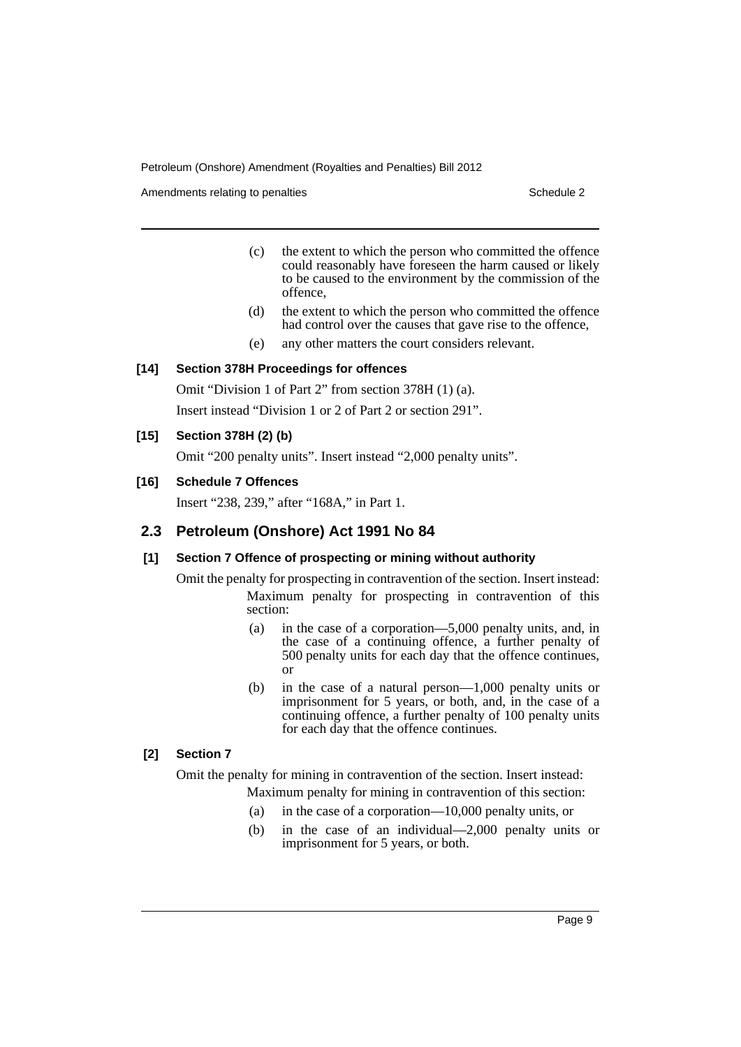(c) the extent to which the person who committed the offence could reasonably have foreseen the harm caused or likely to be caused to the environment by the commission of the offence,

(d) the extent to which the person who committed the offence had control over the causes that gave rise to the offence,

(e) any other matters the court considers relevant.

**[14] Section 378H Proceedings for offences**

Omit "Division 1 of Part 2" from section 378H (1) (a).

Insert instead "Division 1 or 2 of Part 2 or section 291".

**[15] Section 378H (2) (b)**

Omit "200 penalty units". Insert instead "2,000 penalty units".

**[16] Schedule 7 Offences**

Insert "238, 239," after "168A," in Part 1.

## 2.3 Petroleum (Onshore) Act 1991 No 84

**[1] Section 7 Offence of prospecting or mining without authority**

Omit the penalty for prospecting in contravention of the section. Insert instead:

Maximum penalty for prospecting in contravention of this section:

(a) in the case of a corporation—5,000 penalty units, and, in the case of a continuing offence, a further penalty of 500 penalty units for each day that the offence continues, or

(b) in the case of a natural person—1,000 penalty units or imprisonment for 5 years, or both, and, in the case of a continuing offence, a further penalty of 100 penalty units for each day that the offence continues.

**[2] Section 7**

Omit the penalty for mining in contravention of the section. Insert instead:

Maximum penalty for mining in contravention of this section:

(a) in the case of a corporation—10,000 penalty units, or

(b) in the case of an individual—2,000 penalty units or imprisonment for 5 years, or both.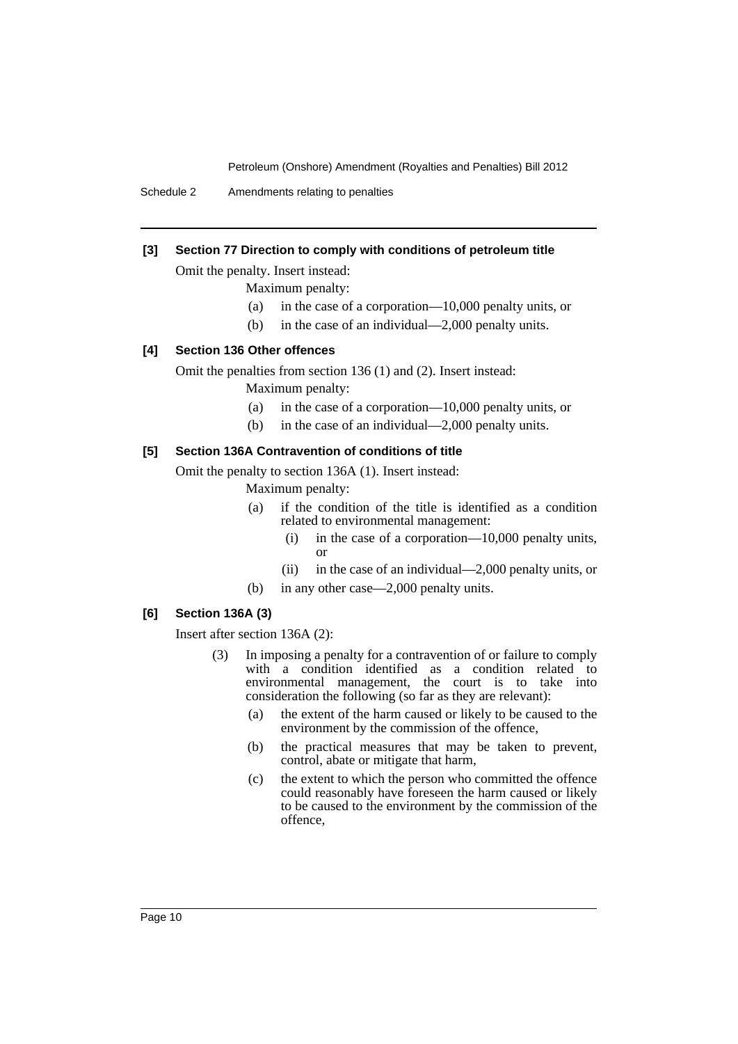### [3] Section 77 Direction to comply with conditions of petroleum title

Omit the penalty. Insert instead:

Maximum penalty:

- (a) in the case of a corporation—10,000 penalty units, or
- (b) in the case of an individual—2,000 penalty units.

### [4] Section 136 Other offences

Omit the penalties from section 136 (1) and (2). Insert instead:

Maximum penalty:

- (a) in the case of a corporation—10,000 penalty units, or
- (b) in the case of an individual—2,000 penalty units.

### [5] Section 136A Contravention of conditions of title

Omit the penalty to section 136A (1). Insert instead:

Maximum penalty:

- (a) if the condition of the title is identified as a condition related to environmental management:
  - (i) in the case of a corporation—10,000 penalty units, or
  - (ii) in the case of an individual—2,000 penalty units, or
- (b) in any other case—2,000 penalty units.

### [6] Section 136A (3)

Insert after section 136A (2):

(3) In imposing a penalty for a contravention of or failure to comply with a condition identified as a condition related to environmental management, the court is to take into consideration the following (so far as they are relevant):

- (a) the extent of the harm caused or likely to be caused to the environment by the commission of the offence,
- (b) the practical measures that may be taken to prevent, control, abate or mitigate that harm,
- (c) the extent to which the person who committed the offence could reasonably have foreseen the harm caused or likely to be caused to the environment by the commission of the offence,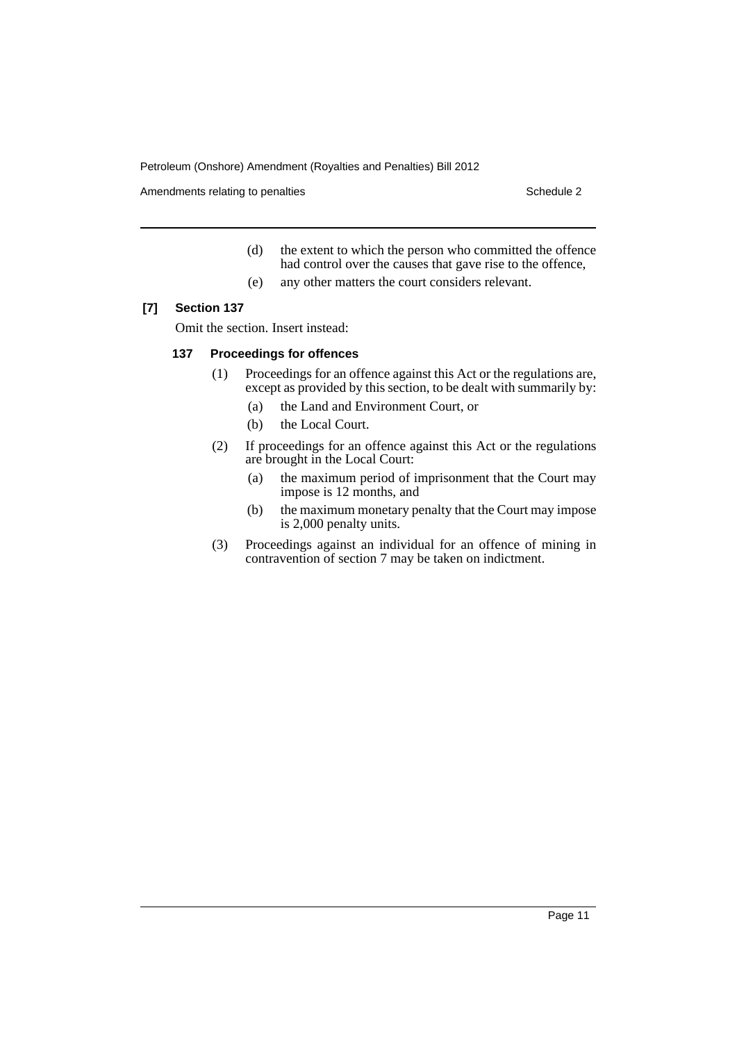(d) the extent to which the person who committed the offence had control over the causes that gave rise to the offence,

(e) any other matters the court considers relevant.

**[7] Section 137**

Omit the section. Insert instead:

**137 Proceedings for offences**

(1) Proceedings for an offence against this Act or the regulations are, except as provided by this section, to be dealt with summarily by:

(a) the Land and Environment Court, or

(b) the Local Court.

(2) If proceedings for an offence against this Act or the regulations are brought in the Local Court:

(a) the maximum period of imprisonment that the Court may impose is 12 months, and

(b) the maximum monetary penalty that the Court may impose is 2,000 penalty units.

(3) Proceedings against an individual for an offence of mining in contravention of section 7 may be taken on indictment.